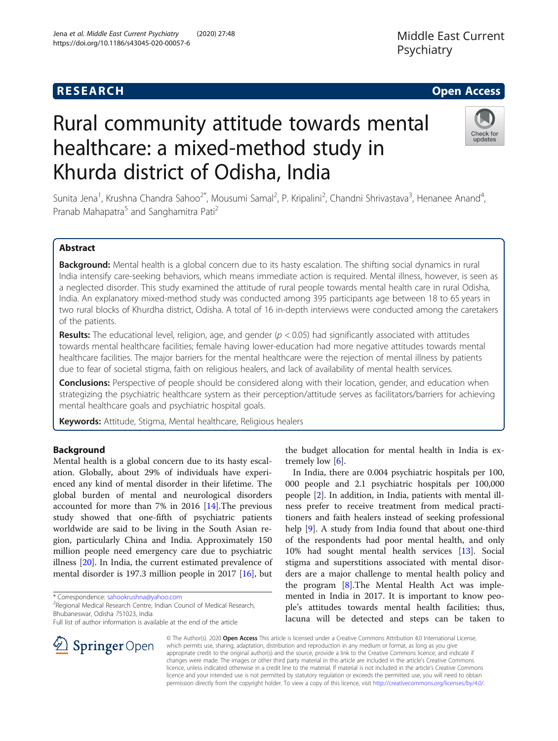RESEARCH Open Access

# Rural community attitude towards mental healthcare: a mixed-method study in Khurda district of Odisha, India

Sunita Jena[1], Krushna Chandra Sahoo[2*], Mousumi Samal[2], P. Kripalini[2], Chandni Shrivastava[3], Henanee Anand[4], Pranab Mahapatra[5] and Sanghamitra Pati[2]

## Abstract

**Background:** Mental health is a global concern due to its hasty escalation. The shifting social dynamics in rural India intensify care-seeking behaviors, which means immediate action is required. Mental illness, however, is seen as a neglected disorder. This study examined the attitude of rural people towards mental health care in rural Odisha, India. An explanatory mixed-method study was conducted among 395 participants age between 18 to 65 years in two rural blocks of Khurdha district, Odisha. A total of 16 in-depth interviews were conducted among the caretakers of the patients.

**Results:** The educational level, religion, age, and gender ($p < 0.05$) had significantly associated with attitudes towards mental healthcare facilities; female having lower-education had more negative attitudes towards mental healthcare facilities. The major barriers for the mental healthcare were the rejection of mental illness by patients due to fear of societal stigma, faith on religious healers, and lack of availability of mental health services.

**Conclusions:** Perspective of people should be considered along with their location, gender, and education when strategizing the psychiatric healthcare system as their perception/attitude serves as facilitators/barriers for achieving mental healthcare goals and psychiatric hospital goals.

**Keywords:** Attitude, Stigma, Mental healthcare, Religious healers

## Background

Mental health is a global concern due to its hasty escalation. Globally, about 29% of individuals have experienced any kind of mental disorder in their lifetime. The global burden of mental and neurological disorders accounted for more than 7% in 2016 [14].The previous study showed that one-fifth of psychiatric patients worldwide are said to be living in the South Asian region, particularly China and India. Approximately 150 million people need emergency care due to psychiatric illness [20]. In India, the current estimated prevalence of mental disorder is 197.3 million people in 2017 [16], but the budget allocation for mental health in India is extremely low [6].

In India, there are 0.004 psychiatric hospitals per 100, 000 people and 2.1 psychiatric hospitals per 100,000 people [2]. In addition, in India, patients with mental illness prefer to receive treatment from medical practitioners and faith healers instead of seeking professional help [9]. A study from India found that about one-third of the respondents had poor mental health, and only 10% had sought mental health services [13]. Social stigma and superstitions associated with mental disorders are a major challenge to mental health policy and the program [8].The Mental Health Act was implemented in India in 2017. It is important to know people's attitudes towards mental health facilities; thus, lacuna will be detected and steps can be taken to

\* Correspondence: sahookrushna@yahoo.com
[2]Regional Medical Research Centre, Indian Council of Medical Research, Bhubaneswar, Odisha 751023, India
Full list of author information is available at the end of the article

© The Author(s). 2020 **Open Access** This article is licensed under a Creative Commons Attribution 4.0 International License, which permits use, sharing, adaptation, distribution and reproduction in any medium or format, as long as you give appropriate credit to the original author(s) and the source, provide a link to the Creative Commons licence, and indicate if changes were made. The images or other third party material in this article are included in the article's Creative Commons licence, unless indicated otherwise in a credit line to the material. If material is not included in the article's Creative Commons licence and your intended use is not permitted by statutory regulation or exceeds the permitted use, you will need to obtain permission directly from the copyright holder. To view a copy of this licence, visit http://creativecommons.org/licenses/by/4.0/.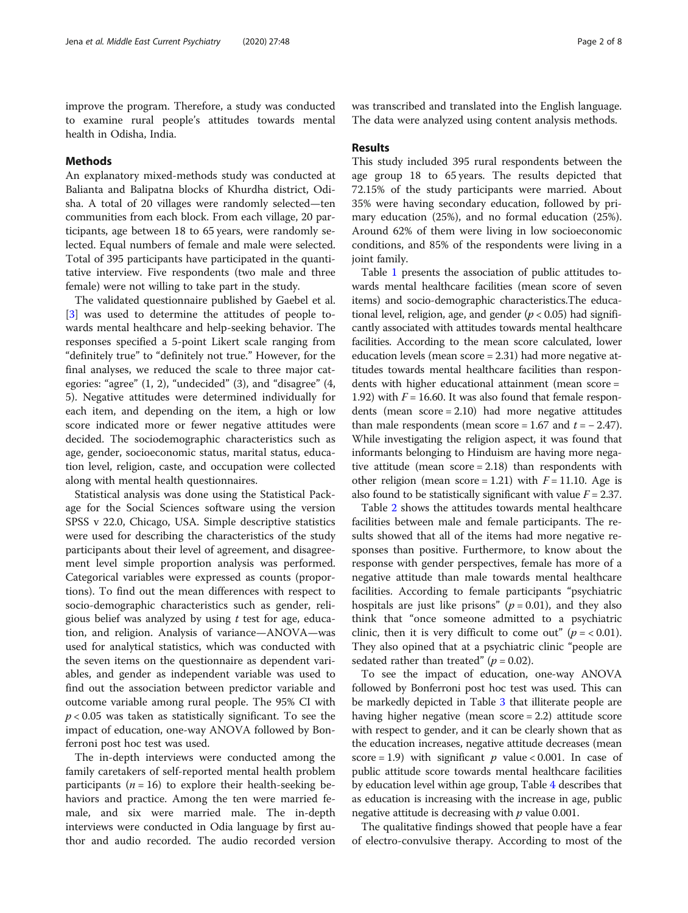improve the program. Therefore, a study was conducted to examine rural people's attitudes towards mental health in Odisha, India.

## Methods

An explanatory mixed-methods study was conducted at Balianta and Balipatna blocks of Khurdha district, Odisha. A total of 20 villages were randomly selected—ten communities from each block. From each village, 20 participants, age between 18 to 65 years, were randomly selected. Equal numbers of female and male were selected. Total of 395 participants have participated in the quantitative interview. Five respondents (two male and three female) were not willing to take part in the study.

The validated questionnaire published by Gaebel et al. [3] was used to determine the attitudes of people towards mental healthcare and help-seeking behavior. The responses specified a 5-point Likert scale ranging from "definitely true" to "definitely not true." However, for the final analyses, we reduced the scale to three major categories: "agree" (1, 2), "undecided" (3), and "disagree" (4, 5). Negative attitudes were determined individually for each item, and depending on the item, a high or low score indicated more or fewer negative attitudes were decided. The sociodemographic characteristics such as age, gender, socioeconomic status, marital status, education level, religion, caste, and occupation were collected along with mental health questionnaires.

Statistical analysis was done using the Statistical Package for the Social Sciences software using the version SPSS v 22.0, Chicago, USA. Simple descriptive statistics were used for describing the characteristics of the study participants about their level of agreement, and disagreement level simple proportion analysis was performed. Categorical variables were expressed as counts (proportions). To find out the mean differences with respect to socio-demographic characteristics such as gender, religious belief was analyzed by using *t* test for age, education, and religion. Analysis of variance—ANOVA—was used for analytical statistics, which was conducted with the seven items on the questionnaire as dependent variables, and gender as independent variable was used to find out the association between predictor variable and outcome variable among rural people. The 95% CI with $p < 0.05$ was taken as statistically significant. To see the impact of education, one-way ANOVA followed by Bonferroni post hoc test was used.

The in-depth interviews were conducted among the family caretakers of self-reported mental health problem participants ($n = 16$) to explore their health-seeking behaviors and practice. Among the ten were married female, and six were married male. The in-depth interviews were conducted in Odia language by first author and audio recorded. The audio recorded version was transcribed and translated into the English language. The data were analyzed using content analysis methods.

## Results

This study included 395 rural respondents between the age group 18 to 65 years. The results depicted that 72.15% of the study participants were married. About 35% were having secondary education, followed by primary education (25%), and no formal education (25%). Around 62% of them were living in low socioeconomic conditions, and 85% of the respondents were living in a joint family.

Table 1 presents the association of public attitudes towards mental healthcare facilities (mean score of seven items) and socio-demographic characteristics.The educational level, religion, age, and gender ($p < 0.05$) had significantly associated with attitudes towards mental healthcare facilities. According to the mean score calculated, lower education levels (mean score = 2.31) had more negative attitudes towards mental healthcare facilities than respondents with higher educational attainment (mean score = 1.92) with $F = 16.60$. It was also found that female respondents (mean score = 2.10) had more negative attitudes than male respondents (mean score = 1.67 and $t = -2.47$). While investigating the religion aspect, it was found that informants belonging to Hinduism are having more negative attitude (mean score = 2.18) than respondents with other religion (mean score = 1.21) with $F = 11.10$. Age is also found to be statistically significant with value $F = 2.37$.

Table 2 shows the attitudes towards mental healthcare facilities between male and female participants. The results showed that all of the items had more negative responses than positive. Furthermore, to know about the response with gender perspectives, female has more of a negative attitude than male towards mental healthcare facilities. According to female participants "psychiatric hospitals are just like prisons" ($p = 0.01$), and they also think that "once someone admitted to a psychiatric clinic, then it is very difficult to come out" ($p = < 0.01$). They also opined that at a psychiatric clinic "people are sedated rather than treated" ($p = 0.02$).

To see the impact of education, one-way ANOVA followed by Bonferroni post hoc test was used. This can be markedly depicted in Table 3 that illiterate people are having higher negative (mean score = 2.2) attitude score with respect to gender, and it can be clearly shown that as the education increases, negative attitude decreases (mean score = 1.9) with significant $p$ value < 0.001. In case of public attitude score towards mental healthcare facilities by education level within age group, Table 4 describes that as education is increasing with the increase in age, public negative attitude is decreasing with $p$ value 0.001.

The qualitative findings showed that people have a fear of electro-convulsive therapy. According to most of the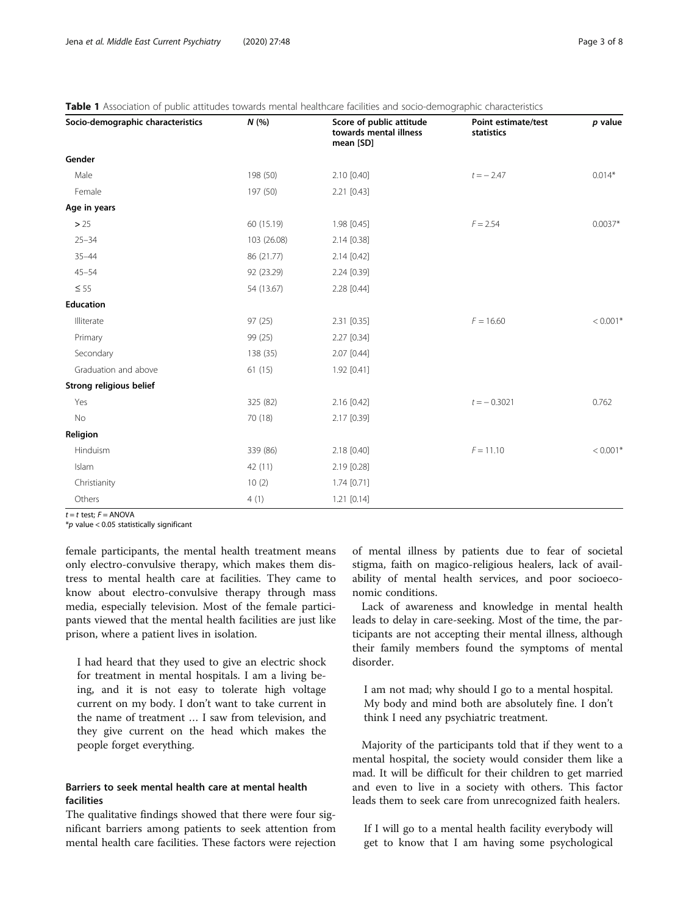**Table 1** Association of public attitudes towards mental healthcare facilities and socio-demographic characteristics

| Socio-demographic characteristics | N (%) | Score of public attitude towards mental illness mean [SD] | Point estimate/test statistics | p value |
|---|---|---|---|---|
| **Gender** | | | | |
| Male | 198 (50) | 2.10 [0.40] | $t = -2.47$ | 0.014* |
| Female | 197 (50) | 2.21 [0.43] | | |
| **Age in years** | | | | |
| > 25 | 60 (15.19) | 1.98 [0.45] | $F = 2.54$ | 0.0037* |
| 25–34 | 103 (26.08) | 2.14 [0.38] | | |
| 35–44 | 86 (21.77) | 2.14 [0.42] | | |
| 45–54 | 92 (23.29) | 2.24 [0.39] | | |
| ≤ 55 | 54 (13.67) | 2.28 [0.44] | | |
| **Education** | | | | |
| Illiterate | 97 (25) | 2.31 [0.35] | $F = 16.60$ | < 0.001* |
| Primary | 99 (25) | 2.27 [0.34] | | |
| Secondary | 138 (35) | 2.07 [0.44] | | |
| Graduation and above | 61 (15) | 1.92 [0.41] | | |
| **Strong religious belief** | | | | |
| Yes | 325 (82) | 2.16 [0.42] | $t = -0.3021$ | 0.762 |
| No | 70 (18) | 2.17 [0.39] | | |
| **Religion** | | | | |
| Hinduism | 339 (86) | 2.18 [0.40] | $F = 11.10$ | < 0.001* |
| Islam | 42 (11) | 2.19 [0.28] | | |
| Christianity | 10 (2) | 1.74 [0.71] | | |
| Others | 4 (1) | 1.21 [0.14] | | |

$t = t$ test; $F =$ ANOVA
*p value < 0.05 statistically significant

female participants, the mental health treatment means only electro-convulsive therapy, which makes them distress to mental health care at facilities. They came to know about electro-convulsive therapy through mass media, especially television. Most of the female participants viewed that the mental health facilities are just like prison, where a patient lives in isolation.

> I had heard that they used to give an electric shock for treatment in mental hospitals. I am a living being, and it is not easy to tolerate high voltage current on my body. I don't want to take current in the name of treatment … I saw from television, and they give current on the head which makes the people forget everything.

### Barriers to seek mental health care at mental health facilities

The qualitative findings showed that there were four significant barriers among patients to seek attention from mental health care facilities. These factors were rejection of mental illness by patients due to fear of societal stigma, faith on magico-religious healers, lack of availability of mental health services, and poor socioeconomic conditions.

Lack of awareness and knowledge in mental health leads to delay in care-seeking. Most of the time, the participants are not accepting their mental illness, although their family members found the symptoms of mental disorder.

> I am not mad; why should I go to a mental hospital. My body and mind both are absolutely fine. I don't think I need any psychiatric treatment.

Majority of the participants told that if they went to a mental hospital, the society would consider them like a mad. It will be difficult for their children to get married and even to live in a society with others. This factor leads them to seek care from unrecognized faith healers.

> If I will go to a mental health facility everybody will get to know that I am having some psychological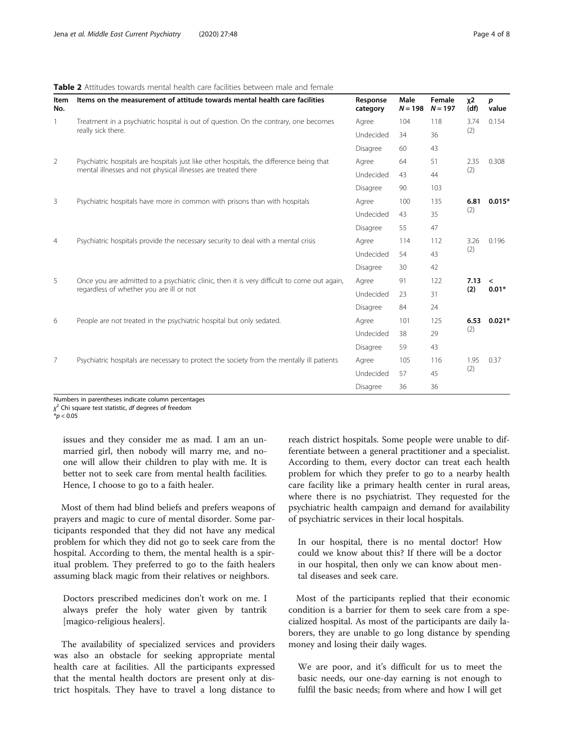**Table 2** Attitudes towards mental health care facilities between male and female

| Item No. | Items on the measurement of attitude towards mental health care facilities | Response category | Male $N = 198$ | Female $N = 197$ | χ2 (df) | p value |
|---|---|---|---|---|---|---|
| 1 | Treatment in a psychiatric hospital is out of question. On the contrary, one becomes really sick there. | Agree | 104 | 118 | 3.74 (2) | 0.154 |
| | | Undecided | 34 | 36 | | |
| | | Disagree | 60 | 43 | | |
| 2 | Psychiatric hospitals are hospitals just like other hospitals, the difference being that mental illnesses and not physical illnesses are treated there | Agree | 64 | 51 | 2.35 (2) | 0.308 |
| | | Undecided | 43 | 44 | | |
| | | Disagree | 90 | 103 | | |
| 3 | Psychiatric hospitals have more in common with prisons than with hospitals | Agree | 100 | 135 | **6.81** (2) | **0.015*** |
| | | Undecided | 43 | 35 | | |
| | | Disagree | 55 | 47 | | |
| 4 | Psychiatric hospitals provide the necessary security to deal with a mental crisis | Agree | 114 | 112 | 3.26 (2) | 0.196 |
| | | Undecided | 54 | 43 | | |
| | | Disagree | 30 | 42 | | |
| 5 | Once you are admitted to a psychiatric clinic, then it is very difficult to come out again, regardless of whether you are ill or not | Agree | 91 | 122 | **7.13 (2)** | **< 0.01*** |
| | | Undecided | 23 | 31 | | |
| | | Disagree | 84 | 24 | | |
| 6 | People are not treated in the psychiatric hospital but only sedated. | Agree | 101 | 125 | **6.53** (2) | **0.021*** |
| | | Undecided | 38 | 29 | | |
| | | Disagree | 59 | 43 | | |
| 7 | Psychiatric hospitals are necessary to protect the society from the mentally ill patients | Agree | 105 | 116 | 1.95 (2) | 0.37 |
| | | Undecided | 57 | 45 | | |
| | | Disagree | 36 | 36 | | |

Numbers in parentheses indicate column percentages
$\chi^2$ Chi square test statistic, *df* degrees of freedom
*$p < 0.05$

> issues and they consider me as mad. I am an unmarried girl, then nobody will marry me, and no-one will allow their children to play with me. It is better not to seek care from mental health facilities. Hence, I choose to go to a faith healer.

Most of them had blind beliefs and prefers weapons of prayers and magic to cure of mental disorder. Some participants responded that they did not have any medical problem for which they did not go to seek care from the hospital. According to them, the mental health is a spiritual problem. They preferred to go to the faith healers assuming black magic from their relatives or neighbors.

> Doctors prescribed medicines don't work on me. I always prefer the holy water given by tantrik [magico-religious healers].

The availability of specialized services and providers was also an obstacle for seeking appropriate mental health care at facilities. All the participants expressed that the mental health doctors are present only at district hospitals. They have to travel a long distance to reach district hospitals. Some people were unable to differentiate between a general practitioner and a specialist. According to them, every doctor can treat each health problem for which they prefer to go to a nearby health care facility like a primary health center in rural areas, where there is no psychiatrist. They requested for the psychiatric health campaign and demand for availability of psychiatric services in their local hospitals.

> In our hospital, there is no mental doctor! How could we know about this? If there will be a doctor in our hospital, then only we can know about mental diseases and seek care.

Most of the participants replied that their economic condition is a barrier for them to seek care from a specialized hospital. As most of the participants are daily laborers, they are unable to go long distance by spending money and losing their daily wages.

> We are poor, and it's difficult for us to meet the basic needs, our one-day earning is not enough to fulfil the basic needs; from where and how I will get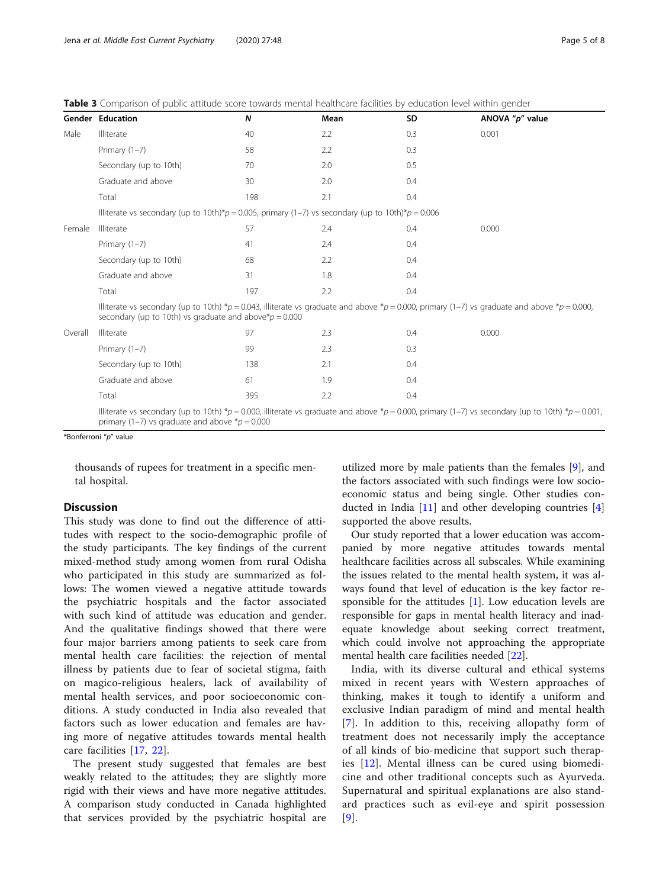**Table 3** Comparison of public attitude score towards mental healthcare facilities by education level within gender

| Gender | Education | N | Mean | SD | ANOVA "p" value |
|---|---|---|---|---|---|
| Male | Illiterate | 40 | 2.2 | 0.3 | 0.001 |
| | Primary (1–7) | 58 | 2.2 | 0.3 | |
| | Secondary (up to 10th) | 70 | 2.0 | 0.5 | |
| | Graduate and above | 30 | 2.0 | 0.4 | |
| | Total | 198 | 2.1 | 0.4 | |
| | Illiterate vs secondary (up to 10th)*p = 0.005, primary (1–7) vs secondary (up to 10th)*p = 0.006 | | | | |
| Female | Illiterate | 57 | 2.4 | 0.4 | 0.000 |
| | Primary (1–7) | 41 | 2.4 | 0.4 | |
| | Secondary (up to 10th) | 68 | 2.2 | 0.4 | |
| | Graduate and above | 31 | 1.8 | 0.4 | |
| | Total | 197 | 2.2 | 0.4 | |
| | Illiterate vs secondary (up to 10th) *p = 0.043, illiterate vs graduate and above *p = 0.000, primary (1–7) vs graduate and above *p = 0.000, secondary (up to 10th) vs graduate and above*p = 0.000 | | | | |
| Overall | Illiterate | 97 | 2.3 | 0.4 | 0.000 |
| | Primary (1–7) | 99 | 2.3 | 0.3 | |
| | Secondary (up to 10th) | 138 | 2.1 | 0.4 | |
| | Graduate and above | 61 | 1.9 | 0.4 | |
| | Total | 395 | 2.2 | 0.4 | |
| | Illiterate vs secondary (up to 10th) *p = 0.000, illiterate vs graduate and above *p = 0.000, primary (1–7) vs secondary (up to 10th) *p = 0.001, primary (1–7) vs graduate and above *p = 0.000 | | | | |

*Bonferroni "p" value

thousands of rupees for treatment in a specific mental hospital.

## Discussion

This study was done to find out the difference of attitudes with respect to the socio-demographic profile of the study participants. The key findings of the current mixed-method study among women from rural Odisha who participated in this study are summarized as follows: The women viewed a negative attitude towards the psychiatric hospitals and the factor associated with such kind of attitude was education and gender. And the qualitative findings showed that there were four major barriers among patients to seek care from mental health care facilities: the rejection of mental illness by patients due to fear of societal stigma, faith on magico-religious healers, lack of availability of mental health services, and poor socioeconomic conditions. A study conducted in India also revealed that factors such as lower education and females are having more of negative attitudes towards mental health care facilities [17, 22].

The present study suggested that females are best weakly related to the attitudes; they are slightly more rigid with their views and have more negative attitudes. A comparison study conducted in Canada highlighted that services provided by the psychiatric hospital are utilized more by male patients than the females [9], and the factors associated with such findings were low socioeconomic status and being single. Other studies conducted in India [11] and other developing countries [4] supported the above results.

Our study reported that a lower education was accompanied by more negative attitudes towards mental healthcare facilities across all subscales. While examining the issues related to the mental health system, it was always found that level of education is the key factor responsible for the attitudes [1]. Low education levels are responsible for gaps in mental health literacy and inadequate knowledge about seeking correct treatment, which could involve not approaching the appropriate mental health care facilities needed [22].

India, with its diverse cultural and ethical systems mixed in recent years with Western approaches of thinking, makes it tough to identify a uniform and exclusive Indian paradigm of mind and mental health [7]. In addition to this, receiving allopathy form of treatment does not necessarily imply the acceptance of all kinds of bio-medicine that support such therapies [12]. Mental illness can be cured using biomedicine and other traditional concepts such as Ayurveda. Supernatural and spiritual explanations are also standard practices such as evil-eye and spirit possession [9].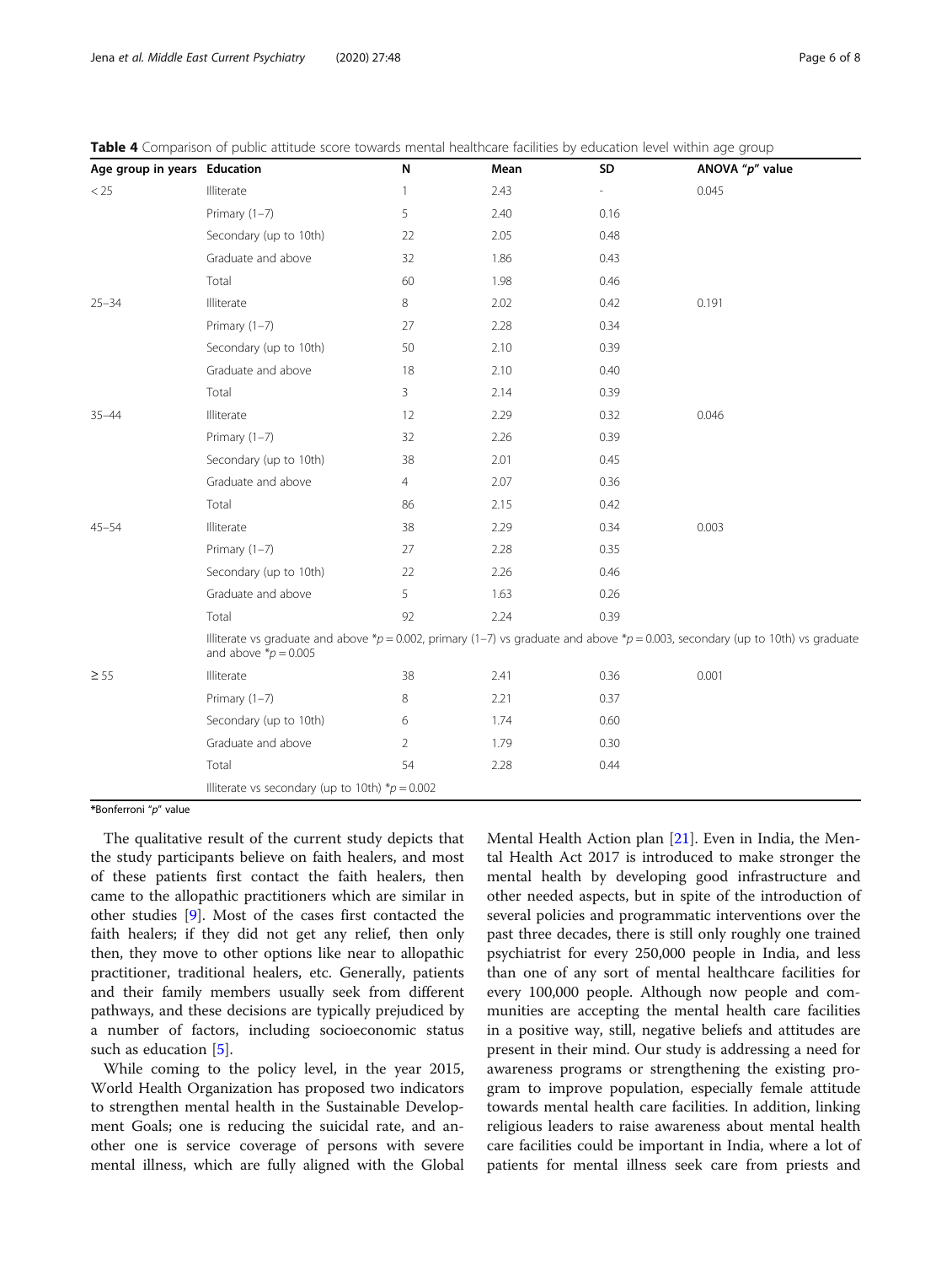**Table 4** Comparison of public attitude score towards mental healthcare facilities by education level within age group

| Age group in years | Education | N | Mean | SD | ANOVA "p" value |
|---|---|---|---|---|---|
| < 25 | Illiterate | 1 | 2.43 | - | 0.045 |
| | Primary (1–7) | 5 | 2.40 | 0.16 | |
| | Secondary (up to 10th) | 22 | 2.05 | 0.48 | |
| | Graduate and above | 32 | 1.86 | 0.43 | |
| | Total | 60 | 1.98 | 0.46 | |
| 25–34 | Illiterate | 8 | 2.02 | 0.42 | 0.191 |
| | Primary (1–7) | 27 | 2.28 | 0.34 | |
| | Secondary (up to 10th) | 50 | 2.10 | 0.39 | |
| | Graduate and above | 18 | 2.10 | 0.40 | |
| | Total | 3 | 2.14 | 0.39 | |
| 35–44 | Illiterate | 12 | 2.29 | 0.32 | 0.046 |
| | Primary (1–7) | 32 | 2.26 | 0.39 | |
| | Secondary (up to 10th) | 38 | 2.01 | 0.45 | |
| | Graduate and above | 4 | 2.07 | 0.36 | |
| | Total | 86 | 2.15 | 0.42 | |
| 45–54 | Illiterate | 38 | 2.29 | 0.34 | 0.003 |
| | Primary (1–7) | 27 | 2.28 | 0.35 | |
| | Secondary (up to 10th) | 22 | 2.26 | 0.46 | |
| | Graduate and above | 5 | 1.63 | 0.26 | |
| | Total | 92 | 2.24 | 0.39 | |
| | Illiterate vs graduate and above \*$p = 0.002$, primary (1–7) vs graduate and above \*$p = 0.003$, secondary (up to 10th) vs graduate and above \*$p = 0.005$ | | | | |
| ≥ 55 | Illiterate | 38 | 2.41 | 0.36 | 0.001 |
| | Primary (1–7) | 8 | 2.21 | 0.37 | |
| | Secondary (up to 10th) | 6 | 1.74 | 0.60 | |
| | Graduate and above | 2 | 1.79 | 0.30 | |
| | Total | 54 | 2.28 | 0.44 | |
| | Illiterate vs secondary (up to 10th) \*$p = 0.002$ | | | | |

\*Bonferroni "p" value

The qualitative result of the current study depicts that the study participants believe on faith healers, and most of these patients first contact the faith healers, then came to the allopathic practitioners which are similar in other studies [9]. Most of the cases first contacted the faith healers; if they did not get any relief, then only then, they move to other options like near to allopathic practitioner, traditional healers, etc. Generally, patients and their family members usually seek from different pathways, and these decisions are typically prejudiced by a number of factors, including socioeconomic status such as education [5].

While coming to the policy level, in the year 2015, World Health Organization has proposed two indicators to strengthen mental health in the Sustainable Development Goals; one is reducing the suicidal rate, and another one is service coverage of persons with severe mental illness, which are fully aligned with the Global Mental Health Action plan [21]. Even in India, the Mental Health Act 2017 is introduced to make stronger the mental health by developing good infrastructure and other needed aspects, but in spite of the introduction of several policies and programmatic interventions over the past three decades, there is still only roughly one trained psychiatrist for every 250,000 people in India, and less than one of any sort of mental healthcare facilities for every 100,000 people. Although now people and communities are accepting the mental health care facilities in a positive way, still, negative beliefs and attitudes are present in their mind. Our study is addressing a need for awareness programs or strengthening the existing program to improve population, especially female attitude towards mental health care facilities. In addition, linking religious leaders to raise awareness about mental health care facilities could be important in India, where a lot of patients for mental illness seek care from priests and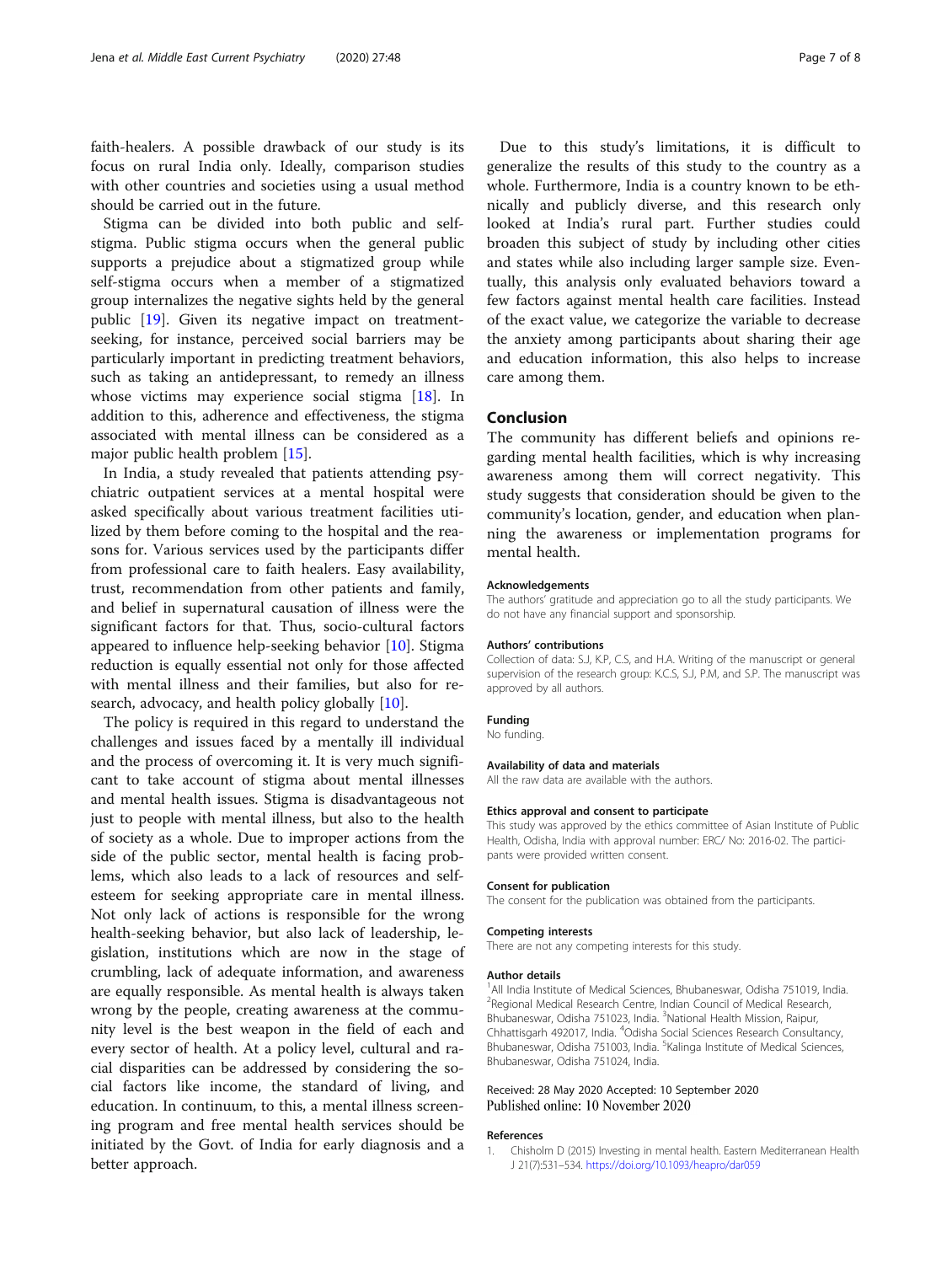faith-healers. A possible drawback of our study is its focus on rural India only. Ideally, comparison studies with other countries and societies using a usual method should be carried out in the future.

Stigma can be divided into both public and self-stigma. Public stigma occurs when the general public supports a prejudice about a stigmatized group while self-stigma occurs when a member of a stigmatized group internalizes the negative sights held by the general public [19]. Given its negative impact on treatment-seeking, for instance, perceived social barriers may be particularly important in predicting treatment behaviors, such as taking an antidepressant, to remedy an illness whose victims may experience social stigma [18]. In addition to this, adherence and effectiveness, the stigma associated with mental illness can be considered as a major public health problem [15].

In India, a study revealed that patients attending psychiatric outpatient services at a mental hospital were asked specifically about various treatment facilities utilized by them before coming to the hospital and the reasons for. Various services used by the participants differ from professional care to faith healers. Easy availability, trust, recommendation from other patients and family, and belief in supernatural causation of illness were the significant factors for that. Thus, socio-cultural factors appeared to influence help-seeking behavior [10]. Stigma reduction is equally essential not only for those affected with mental illness and their families, but also for research, advocacy, and health policy globally [10].

The policy is required in this regard to understand the challenges and issues faced by a mentally ill individual and the process of overcoming it. It is very much significant to take account of stigma about mental illnesses and mental health issues. Stigma is disadvantageous not just to people with mental illness, but also to the health of society as a whole. Due to improper actions from the side of the public sector, mental health is facing problems, which also leads to a lack of resources and self-esteem for seeking appropriate care in mental illness. Not only lack of actions is responsible for the wrong health-seeking behavior, but also lack of leadership, legislation, institutions which are now in the stage of crumbling, lack of adequate information, and awareness are equally responsible. As mental health is always taken wrong by the people, creating awareness at the community level is the best weapon in the field of each and every sector of health. At a policy level, cultural and racial disparities can be addressed by considering the social factors like income, the standard of living, and education. In continuum, to this, a mental illness screening program and free mental health services should be initiated by the Govt. of India for early diagnosis and a better approach.

Due to this study's limitations, it is difficult to generalize the results of this study to the country as a whole. Furthermore, India is a country known to be ethnically and publicly diverse, and this research only looked at India's rural part. Further studies could broaden this subject of study by including other cities and states while also including larger sample size. Eventually, this analysis only evaluated behaviors toward a few factors against mental health care facilities. Instead of the exact value, we categorize the variable to decrease the anxiety among participants about sharing their age and education information, this also helps to increase care among them.

## Conclusion

The community has different beliefs and opinions regarding mental health facilities, which is why increasing awareness among them will correct negativity. This study suggests that consideration should be given to the community's location, gender, and education when planning the awareness or implementation programs for mental health.

#### Acknowledgements

The authors' gratitude and appreciation go to all the study participants. We do not have any financial support and sponsorship.

#### Authors' contributions

Collection of data: S.J, K.P, C.S, and H.A. Writing of the manuscript or general supervision of the research group: K.C.S, S.J, P.M, and S.P. The manuscript was approved by all authors.

#### Funding

No funding.

#### Availability of data and materials

All the raw data are available with the authors.

#### Ethics approval and consent to participate

This study was approved by the ethics committee of Asian Institute of Public Health, Odisha, India with approval number: ERC/ No: 2016-02. The participants were provided written consent.

#### Consent for publication

The consent for the publication was obtained from the participants.

#### Competing interests

There are not any competing interests for this study.

#### Author details

[1]All India Institute of Medical Sciences, Bhubaneswar, Odisha 751019, India. [2]Regional Medical Research Centre, Indian Council of Medical Research, Bhubaneswar, Odisha 751023, India. [3]National Health Mission, Raipur, Chhattisgarh 492017, India. [4]Odisha Social Sciences Research Consultancy, Bhubaneswar, Odisha 751003, India. [5]Kalinga Institute of Medical Sciences, Bhubaneswar, Odisha 751024, India.

Received: 28 May 2020 Accepted: 10 September 2020
Published online: 10 November 2020

#### References

1. Chisholm D (2015) Investing in mental health. Eastern Mediterranean Health J 21(7):531–534. https://doi.org/10.1093/heapro/dar059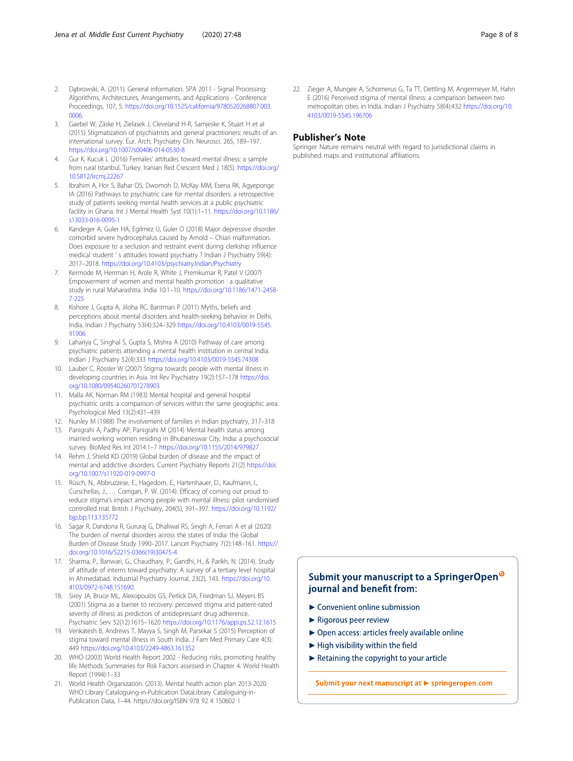2. Dąbrowski, A. (2011). General information. SPA 2011 - Signal Processing: Algorithms, Architectures, Arrangements, and Applications - Conference Proceedings, 107, 5. https://doi.org/10.1525/california/9780520268807.003.0006.
3. Gaebel W, Zäske H, Zielasek J, Cleveland H-R, Samjeske K, Stuart H et al (2015) Stigmatization of psychiatrists and general practitioners: results of an international survey. Eur. Arch. Psychiatry Clin. Neurosci. 265, 189–197. https://doi.org/10.1007/s00406-014-0530-8
4. Gur K, Kucuk L (2016) Females' attitudes toward mental illness: a sample from rural Istanbul, Turkey. Iranian Red Crescent Med J 18(5). https://doi.org/10.5812/ircmj.22267
5. Ibrahim A, Hor S, Bahar OS, Dwomoh D, McKay MM, Esena RK, Agyepong IA (2016) Pathways to psychiatric care for mental disorders: a retrospective study of patients seeking mental health services at a public psychiatric facility in Ghana. Int J Mental Health Syst 10(1):1–11. https://doi.org/10.1186/s13033-016-0095-1
6. Kandeger A, Guler HA, Egilmez U, Guler O (2018) Major depressive disorder comorbid severe hydrocephalus caused by Arnold – Chiari malformation. Does exposure to a seclusion and restraint event during clerkship influence medical student ' s attitudes toward psychiatry ? Indian J Psychiatry 59(4): 2017–2018. https://doi.org/10.4103/psychiatry.IndianJPsychiatry
7. Kermode M, Herrman H, Arole R, White J, Premkumar R, Patel V (2007) Empowerment of women and mental health promotion : a qualitative study in rural Maharashtra. India 10:1–10. https://doi.org/10.1186/1471-2458-7-225
8. Kishore J, Gupta A, Jiloha RC, Bantman P (2011) Myths, beliefs and perceptions about mental disorders and health-seeking behavior in Delhi, India. Indian J Psychiatry 53(4):324–329 https://doi.org/10.4103/0019-5545.91906
9. Lahariya C, Singhal S, Gupta S, Mishra A (2010) Pathway of care among psychiatric patients attending a mental health institution in central India. Indian J Psychiatry 52(4):333 https://doi.org/10.4103/0019-5545.74308
10. Lauber C, Rössler W (2007) Stigma towards people with mental illness in developing countries in Asia. Int Rev Psychiatry 19(2):157–178 https://doi.org/10.1080/09540260701278903
11. Malla AK, Norman RM (1983) Mental hospital and general hospital psychiatric units: a comparison of services within the same geographic area. Psychological Med 13(2):431–439
12. Nunley M (1988) The involvement of families in Indian psychiatry, 317–318
13. Panigrahi A, Padhy AP, Panigrahi M (2014) Mental health status among married working women residing in Bhubaneswar City, India: a psychosocial survey. BioMed Res Int 2014:1–7 https://doi.org/10.1155/2014/979827
14. Rehm J, Shield KD (2019) Global burden of disease and the impact of mental and addictive disorders. Current Psychiatry Reports 21(2) https://doi.org/10.1007/s11920-019-0997-0
15. Rüsch, N., Abbruzzese, E., Hagedorn, E., Hartenhauer, D., Kaufmann, I., Curschellas, J., … Corrigan, P. W. (2014). Efficacy of coming out proud to reduce stigma's impact among people with mental illness: pilot randomised controlled trial. British J Psychiatry, 204(5), 391–397. https://doi.org/10.1192/bjp.bp.113.135772
16. Sagar R, Dandona R, Gururaj G, Dhaliwal RS, Singh A, Ferrari A et al (2020) The burden of mental disorders across the states of India: the Global Burden of Disease Study 1990–2017. Lancet Psychiatry 7(2):148–161. https://doi.org/10.1016/S2215-0366(19)30475-4
17. Sharma, P., Banwari, G., Chaudhary, P., Gandhi, H., & Parikh, N. (2014). Study of attitude of interns toward psychiatry: A survey of a tertiary level hospital in Ahmedabad. Industrial Psychiatry Journal, 23(2), 143. https://doi.org/10.4103/0972-6748.151690.
18. Sirey JA, Bruce ML, Alexopoulos GS, Perlick DA, Friedman SJ, Meyers BS (2001) Stigma as a barrier to recovery: perceived stigma and patient-rated severity of illness as predictors of antidepressant drug adherence. Psychiatric Serv 52(12):1615–1620 https://doi.org/10.1176/appi.ps.52.12.1615
19. Venkatesh B, Andrews T, Mayya S, Singh M, Parsekar S (2015) Perception of stigma toward mental illness in South India. J Fam Med Primary Care 4(3): 449 https://doi.org/10.4103/2249-4863.161352
20. WHO (2003) World Health Report 2002 - Reducing risks, promoting healthy life Methods Summaries for Risk Factors assessed in Chapter 4. World Health Report (1994):1–33
21. World Health Organization. (2013). Mental health action plan 2013-2020. WHO Library Cataloguing-in-Publication DataLibrary Cataloguing-in-Publication Data, 1–44. https://doi.org/ISBN 978 92 4 150602 1
22. Zieger A, Mungee A, Schomerus G, Ta TT, Dettling M, Angermeyer M, Hahn E (2016) Perceived stigma of mental illness: a comparison between two metropolitan cities in India. Indian J Psychiatry 58(4):432 https://doi.org/10.4103/0019-5545.196706

## Publisher's Note

Springer Nature remains neutral with regard to jurisdictional claims in published maps and institutional affiliations.

**Submit your manuscript to a SpringerOpen journal and benefit from:**

- ► Convenient online submission
- ► Rigorous peer review
- ► Open access: articles freely available online
- ► High visibility within the field
- ► Retaining the copyright to your article

**Submit your next manuscript at ► springeropen.com**